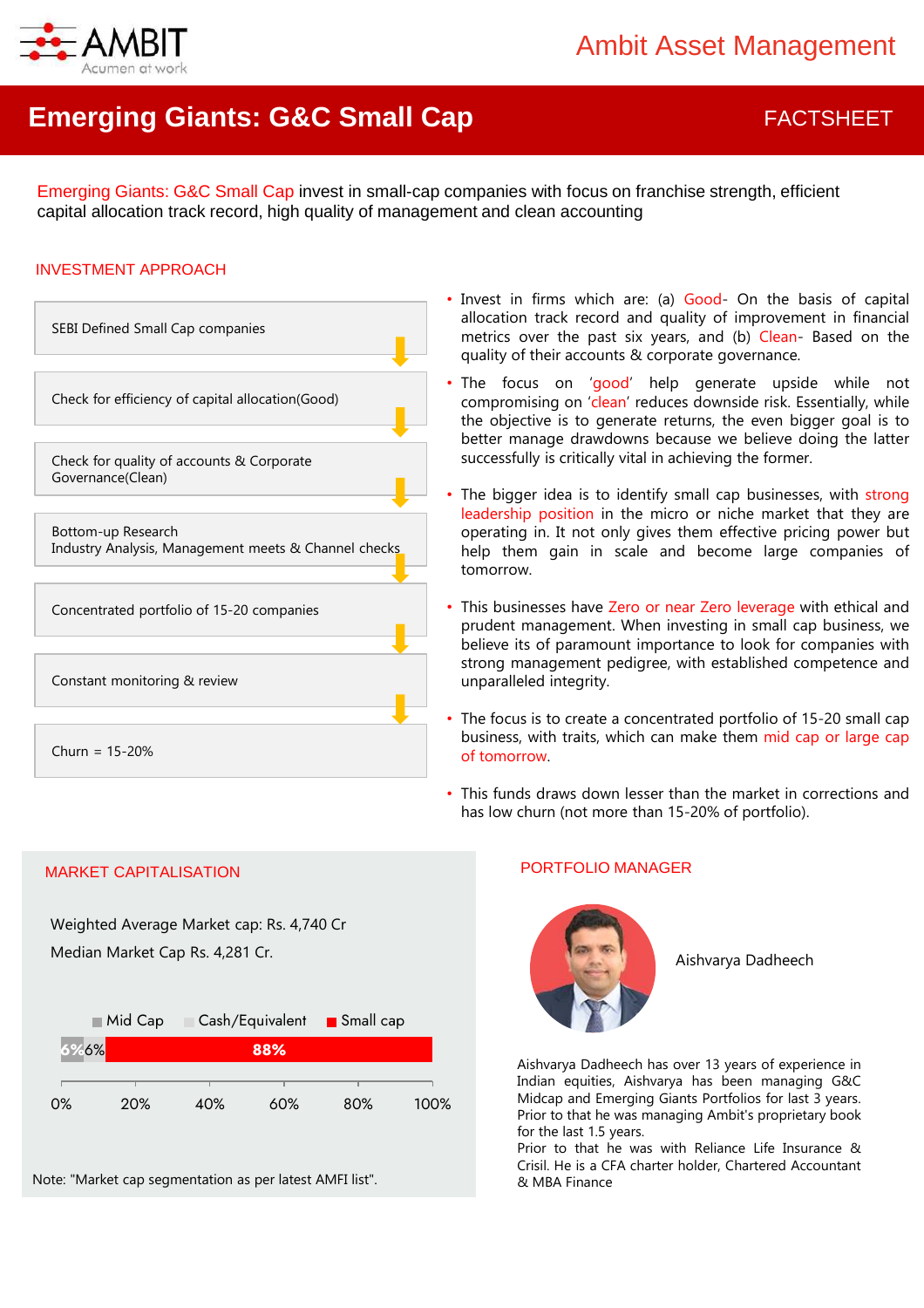Ambit Asset Management

# Emerging Giants: G&C Small Cap

FACTSHEET

Emerging Giants: G&C Small Cap invest in small-cap companies with focus on franchise strength, efficient capital allocation track record, high quality of management and clean accounting

## INVESTMENT APPROACH

- SEBI Defined Small Cap companies
- Check for efficiency of capital allocation(Good)
- Check for quality of accounts & Corporate Governance(Clean)
- Bottom-up Research
  Industry Analysis, Management meets & Channel checks
- Concentrated portfolio of 15-20 companies
- Constant monitoring & review
- Churn = 15-20%

- Invest in firms which are: (a) Good- On the basis of capital allocation track record and quality of improvement in financial metrics over the past six years, and (b) Clean- Based on the quality of their accounts & corporate governance.
- The focus on 'good' help generate upside while not compromising on 'clean' reduces downside risk. Essentially, while the objective is to generate returns, the even bigger goal is to better manage drawdowns because we believe doing the latter successfully is critically vital in achieving the former.
- The bigger idea is to identify small cap businesses, with strong leadership position in the micro or niche market that they are operating in. It not only gives them effective pricing power but help them gain in scale and become large companies of tomorrow.
- This businesses have Zero or near Zero leverage with ethical and prudent management. When investing in small cap business, we believe its of paramount importance to look for companies with strong management pedigree, with established competence and unparalleled integrity.
- The focus is to create a concentrated portfolio of 15-20 small cap business, with traits, which can make them mid cap or large cap of tomorrow.
- This funds draws down lesser than the market in corrections and has low churn (not more than 15-20% of portfolio).

## MARKET CAPITALISATION

Weighted Average Market cap: Rs. 4,740 Cr

Median Market Cap Rs. 4,281 Cr.

| Mid Cap | Cash/Equivalent | Small cap |
|---|---|---|
| 6% | 6% | 88% |

Note: "Market cap segmentation as per latest AMFI list".

## PORTFOLIO MANAGER

Aishvarya Dadheech

Aishvarya Dadheech has over 13 years of experience in Indian equities, Aishvarya has been managing G&C Midcap and Emerging Giants Portfolios for last 3 years. Prior to that he was managing Ambit's proprietary book for the last 1.5 years.
Prior to that he was with Reliance Life Insurance & Crisil. He is a CFA charter holder, Chartered Accountant & MBA Finance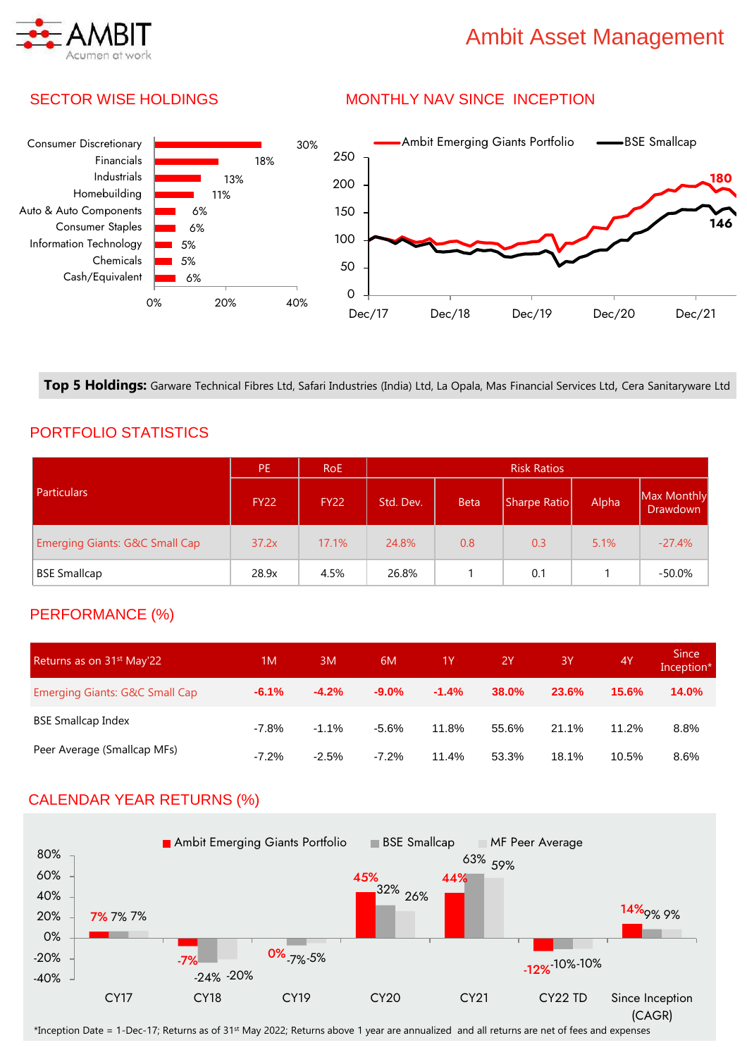# Ambit Asset Management

## SECTOR WISE HOLDINGS

| Sector | Weight |
|---|---|
| Consumer Discretionary | 30% |
| Financials | 18% |
| Industrials | 13% |
| Homebuilding | 11% |
| Auto & Auto Components | 6% |
| Consumer Staples | 6% |
| Information Technology | 5% |
| Chemicals | 5% |
| Cash/Equivalent | 6% |

## MONTHLY NAV SINCE INCEPTION

Ambit Emerging Giants Portfolio: 180

BSE Smallcap: 146

**Top 5 Holdings:** Garware Technical Fibres Ltd, Safari Industries (India) Ltd, La Opala, Mas Financial Services Ltd, Cera Sanitaryware Ltd

## PORTFOLIO STATISTICS

| Particulars | PE | RoE | Risk Ratios | | | | |
|---|---|---|---|---|---|---|---|
| | FY22 | FY22 | Std. Dev. | Beta | Sharpe Ratio | Alpha | Max Monthly Drawdown |
| Emerging Giants: G&C Small Cap | 37.2x | 17.1% | 24.8% | 0.8 | 0.3 | 5.1% | -27.4% |
| BSE Smallcap | 28.9x | 4.5% | 26.8% | 1 | 0.1 | 1 | -50.0% |

## PERFORMANCE (%)

| Returns as on 31st May'22 | 1M | 3M | 6M | 1Y | 2Y | 3Y | 4Y | Since Inception* |
|---|---|---|---|---|---|---|---|---|
| Emerging Giants: G&C Small Cap | **-6.1%** | **-4.2%** | **-9.0%** | **-1.4%** | **38.0%** | **23.6%** | **15.6%** | **14.0%** |
| BSE Smallcap Index | -7.8% | -1.1% | -5.6% | 11.8% | 55.6% | 21.1% | 11.2% | 8.8% |
| Peer Average (Smallcap MFs) | -7.2% | -2.5% | -7.2% | 11.4% | 53.3% | 18.1% | 10.5% | 8.6% |

## CALENDAR YEAR RETURNS (%)

| | CY17 | CY18 | CY19 | CY20 | CY21 | CY22 TD | Since Inception (CAGR) |
|---|---|---|---|---|---|---|---|
| Ambit Emerging Giants Portfolio | 7% | -7% | 0% | 45% | 44% | -12% | 14% |
| BSE Smallcap | 7% | -24% | -7% | 32% | 63% | -10% | 9% |
| MF Peer Average | 7% | -20% | -5% | 26% | 59% | -10% | 9% |

*Inception Date = 1-Dec-17; Returns as of 31st May 2022; Returns above 1 year are annualized and all returns are net of fees and expenses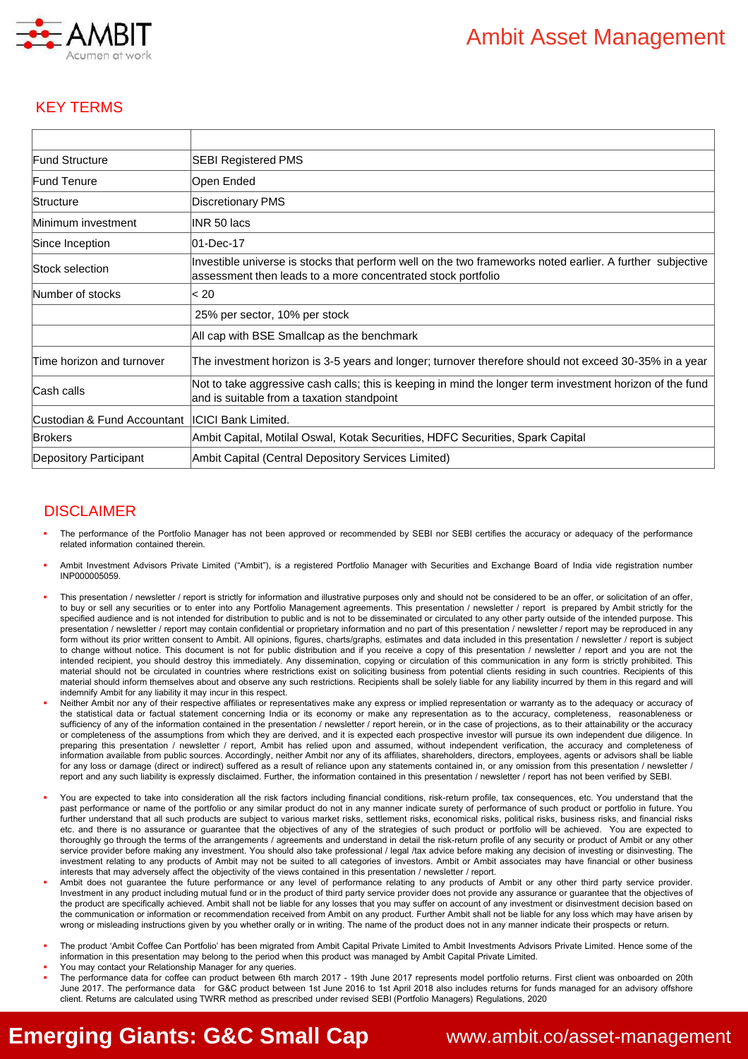# KEY TERMS

| | |
|---|---|
| Fund Structure | SEBI Registered PMS |
| Fund Tenure | Open Ended |
| Structure | Discretionary PMS |
| Minimum investment | INR 50 lacs |
| Since Inception | 01-Dec-17 |
| Stock selection | Investible universe is stocks that perform well on the two frameworks noted earlier. A further subjective assessment then leads to a more concentrated stock portfolio |
| Number of stocks | < 20 |
| | 25% per sector, 10% per stock |
| | All cap with BSE Smallcap as the benchmark |
| Time horizon and turnover | The investment horizon is 3-5 years and longer; turnover therefore should not exceed 30-35% in a year |
| Cash calls | Not to take aggressive cash calls; this is keeping in mind the longer term investment horizon of the fund and is suitable from a taxation standpoint |
| Custodian & Fund Accountant | ICICI Bank Limited. |
| Brokers | Ambit Capital, Motilal Oswal, Kotak Securities, HDFC Securities, Spark Capital |
| Depository Participant | Ambit Capital (Central Depository Services Limited) |

# DISCLAIMER

- The performance of the Portfolio Manager has not been approved or recommended by SEBI nor SEBI certifies the accuracy or adequacy of the performance related information contained therein.
- Ambit Investment Advisors Private Limited ("Ambit"), is a registered Portfolio Manager with Securities and Exchange Board of India vide registration number INP000005059.
- This presentation / newsletter / report is strictly for information and illustrative purposes only and should not be considered to be an offer, or solicitation of an offer, to buy or sell any securities or to enter into any Portfolio Management agreements. This presentation / newsletter / report is prepared by Ambit strictly for the specified audience and is not intended for distribution to public and is not to be disseminated or circulated to any other party outside of the intended purpose. This presentation / newsletter / report may contain confidential or proprietary information and no part of this presentation / newsletter / report may be reproduced in any form without its prior written consent to Ambit. All opinions, figures, charts/graphs, estimates and data included in this presentation / newsletter / report is subject to change without notice. This document is not for public distribution and if you receive a copy of this presentation / newsletter / report and you are not the intended recipient, you should destroy this immediately. Any dissemination, copying or circulation of this communication in any form is strictly prohibited. This material should not be circulated in countries where restrictions exist on soliciting business from potential clients residing in such countries. Recipients of this material should inform themselves about and observe any such restrictions. Recipients shall be solely liable for any liability incurred by them in this regard and will indemnify Ambit for any liability it may incur in this respect.
- Neither Ambit nor any of their respective affiliates or representatives make any express or implied representation or warranty as to the adequacy or accuracy of the statistical data or factual statement concerning India or its economy or make any representation as to the accuracy, completeness, reasonableness or sufficiency of any of the information contained in the presentation / newsletter / report herein, or in the case of projections, as to their attainability or the accuracy or completeness of the assumptions from which they are derived, and it is expected each prospective investor will pursue its own independent due diligence. In preparing this presentation / newsletter / report, Ambit has relied upon and assumed, without independent verification, the accuracy and completeness of information available from public sources. Accordingly, neither Ambit nor any of its affiliates, shareholders, directors, employees, agents or advisors shall be liable for any loss or damage (direct or indirect) suffered as a result of reliance upon any statements contained in, or any omission from this presentation / newsletter / report and any such liability is expressly disclaimed. Further, the information contained in this presentation / newsletter / report has not been verified by SEBI.
- You are expected to take into consideration all the risk factors including financial conditions, risk-return profile, tax consequences, etc. You understand that the past performance or name of the portfolio or any similar product do not in any manner indicate surety of performance of such product or portfolio in future. You further understand that all such products are subject to various market risks, settlement risks, economical risks, political risks, business risks, and financial risks etc. and there is no assurance or guarantee that the objectives of any of the strategies of such product or portfolio will be achieved. You are expected to thoroughly go through the terms of the arrangements / agreements and understand in detail the risk-return profile of any security or product of Ambit or any other service provider before making any investment. You should also take professional / legal /tax advice before making any decision of investing or disinvesting. The investment relating to any products of Ambit may not be suited to all categories of investors. Ambit or Ambit associates may have financial or other business interests that may adversely affect the objectivity of the views contained in this presentation / newsletter / report.
- Ambit does not guarantee the future performance or any level of performance relating to any products of Ambit or any other third party service provider. Investment in any product including mutual fund or in the product of third party service provider does not provide any assurance or guarantee that the objectives of the product are specifically achieved. Ambit shall not be liable for any losses that you may suffer on account of any investment or disinvestment decision based on the communication or information or recommendation received from Ambit on any product. Further Ambit shall not be liable for any loss which may have arisen by wrong or misleading instructions given by you whether orally or in writing. The name of the product does not in any manner indicate their prospects or return.
- The product 'Ambit Coffee Can Portfolio' has been migrated from Ambit Capital Private Limited to Ambit Investments Advisors Private Limited. Hence some of the information in this presentation may belong to the period when this product was managed by Ambit Capital Private Limited.
- You may contact your Relationship Manager for any queries.
- The performance data for coffee can product between 6th march 2017 - 19th June 2017 represents model portfolio returns. First client was onboarded on 20th June 2017. The performance data for G&C product between 1st June 2016 to 1st April 2018 also includes returns for funds managed for an advisory offshore client. Returns are calculated using TWRR method as prescribed under revised SEBI (Portfolio Managers) Regulations, 2020